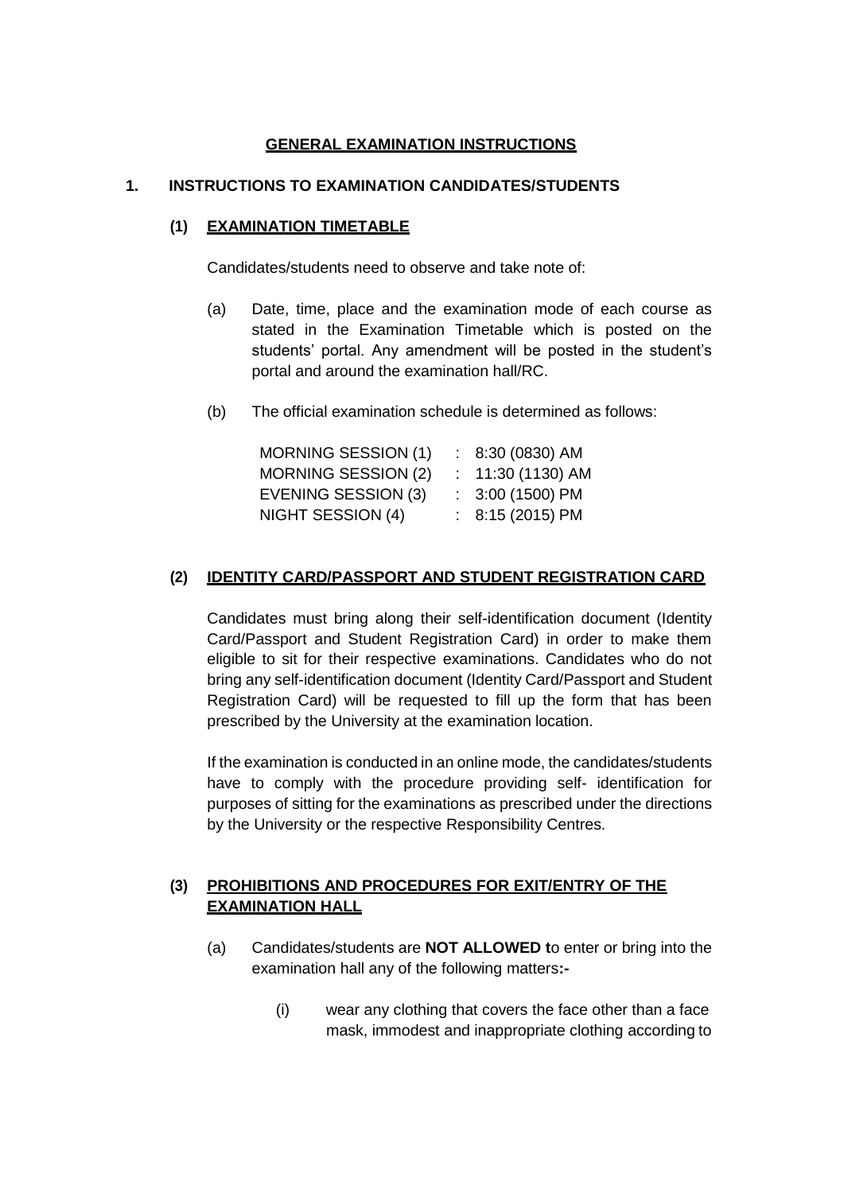# GENERAL EXAMINATION INSTRUCTIONS

## 1. INSTRUCTIONS TO EXAMINATION CANDIDATES/STUDENTS

### (1) EXAMINATION TIMETABLE

Candidates/students need to observe and take note of:

(a) Date, time, place and the examination mode of each course as stated in the Examination Timetable which is posted on the students' portal. Any amendment will be posted in the student's portal and around the examination hall/RC.

(b) The official examination schedule is determined as follows:

| | | |
|---|---|---|
| MORNING SESSION (1) | : | 8:30 (0830) AM |
| MORNING SESSION (2) | : | 11:30 (1130) AM |
| EVENING SESSION (3) | : | 3:00 (1500) PM |
| NIGHT SESSION (4) | : | 8:15 (2015) PM |

### (2) IDENTITY CARD/PASSPORT AND STUDENT REGISTRATION CARD

Candidates must bring along their self-identification document (Identity Card/Passport and Student Registration Card) in order to make them eligible to sit for their respective examinations. Candidates who do not bring any self-identification document (Identity Card/Passport and Student Registration Card) will be requested to fill up the form that has been prescribed by the University at the examination location.

If the examination is conducted in an online mode, the candidates/students have to comply with the procedure providing self- identification for purposes of sitting for the examinations as prescribed under the directions by the University or the respective Responsibility Centres.

### (3) PROHIBITIONS AND PROCEDURES FOR EXIT/ENTRY OF THE EXAMINATION HALL

(a) Candidates/students are **NOT ALLOWED t**o enter or bring into the examination hall any of the following matters**:-**

(i) wear any clothing that covers the face other than a face mask, immodest and inappropriate clothing according to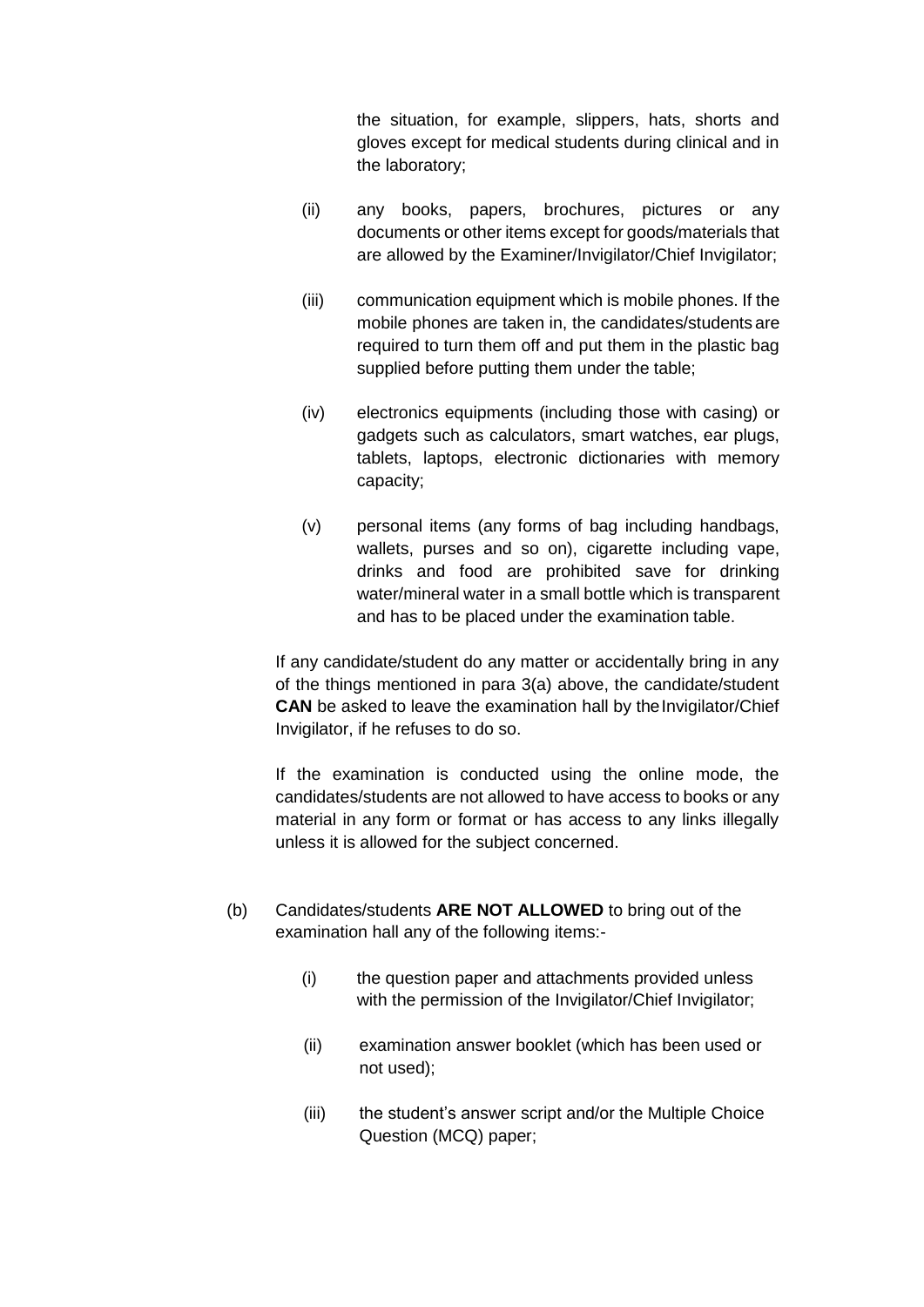the situation, for example, slippers, hats, shorts and gloves except for medical students during clinical and in the laboratory;

(ii) any books, papers, brochures, pictures or any documents or other items except for goods/materials that are allowed by the Examiner/Invigilator/Chief Invigilator;

(iii) communication equipment which is mobile phones. If the mobile phones are taken in, the candidates/students are required to turn them off and put them in the plastic bag supplied before putting them under the table;

(iv) electronics equipments (including those with casing) or gadgets such as calculators, smart watches, ear plugs, tablets, laptops, electronic dictionaries with memory capacity;

(v) personal items (any forms of bag including handbags, wallets, purses and so on), cigarette including vape, drinks and food are prohibited save for drinking water/mineral water in a small bottle which is transparent and has to be placed under the examination table.

If any candidate/student do any matter or accidentally bring in any of the things mentioned in para 3(a) above, the candidate/student **CAN** be asked to leave the examination hall by the Invigilator/Chief Invigilator, if he refuses to do so.

If the examination is conducted using the online mode, the candidates/students are not allowed to have access to books or any material in any form or format or has access to any links illegally unless it is allowed for the subject concerned.

(b) Candidates/students **ARE NOT ALLOWED** to bring out of the examination hall any of the following items:-

(i) the question paper and attachments provided unless with the permission of the Invigilator/Chief Invigilator;

(ii) examination answer booklet (which has been used or not used);

(iii) the student's answer script and/or the Multiple Choice Question (MCQ) paper;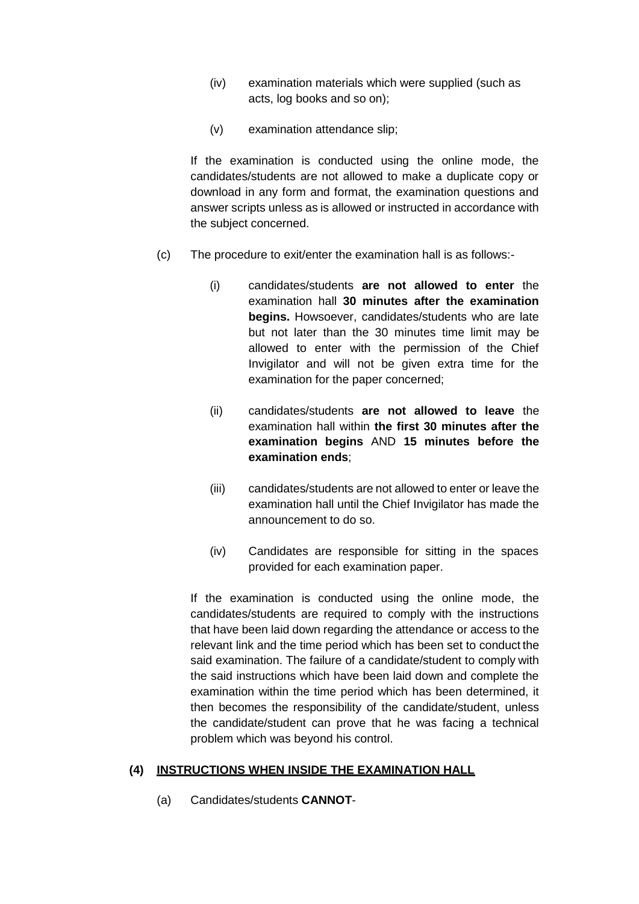(iv) examination materials which were supplied (such as acts, log books and so on);

(v) examination attendance slip;

If the examination is conducted using the online mode, the candidates/students are not allowed to make a duplicate copy or download in any form and format, the examination questions and answer scripts unless as is allowed or instructed in accordance with the subject concerned.

(c) The procedure to exit/enter the examination hall is as follows:-

(i) candidates/students **are not allowed to enter** the examination hall **30 minutes after the examination begins.** Howsoever, candidates/students who are late but not later than the 30 minutes time limit may be allowed to enter with the permission of the Chief Invigilator and will not be given extra time for the examination for the paper concerned;

(ii) candidates/students **are not allowed to leave** the examination hall within **the first 30 minutes after the examination begins** AND **15 minutes before the examination ends**;

(iii) candidates/students are not allowed to enter or leave the examination hall until the Chief Invigilator has made the announcement to do so.

(iv) Candidates are responsible for sitting in the spaces provided for each examination paper.

If the examination is conducted using the online mode, the candidates/students are required to comply with the instructions that have been laid down regarding the attendance or access to the relevant link and the time period which has been set to conduct the said examination. The failure of a candidate/student to comply with the said instructions which have been laid down and complete the examination within the time period which has been determined, it then becomes the responsibility of the candidate/student, unless the candidate/student can prove that he was facing a technical problem which was beyond his control.

## (4) INSTRUCTIONS WHEN INSIDE THE EXAMINATION HALL

(a) Candidates/students **CANNOT**-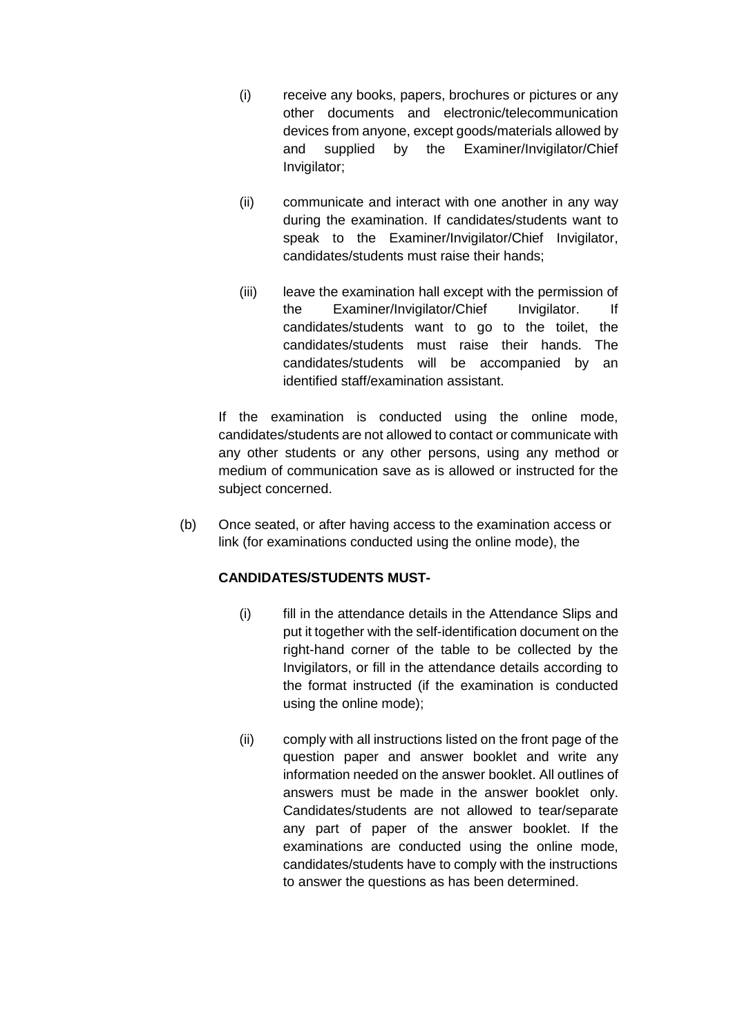(i) receive any books, papers, brochures or pictures or any other documents and electronic/telecommunication devices from anyone, except goods/materials allowed by and supplied by the Examiner/Invigilator/Chief Invigilator;

(ii) communicate and interact with one another in any way during the examination. If candidates/students want to speak to the Examiner/Invigilator/Chief Invigilator, candidates/students must raise their hands;

(iii) leave the examination hall except with the permission of the Examiner/Invigilator/Chief Invigilator. If candidates/students want to go to the toilet, the candidates/students must raise their hands. The candidates/students will be accompanied by an identified staff/examination assistant.

If the examination is conducted using the online mode, candidates/students are not allowed to contact or communicate with any other students or any other persons, using any method or medium of communication save as is allowed or instructed for the subject concerned.

(b) Once seated, or after having access to the examination access or link (for examinations conducted using the online mode), the

**CANDIDATES/STUDENTS MUST-**

(i) fill in the attendance details in the Attendance Slips and put it together with the self-identification document on the right-hand corner of the table to be collected by the Invigilators, or fill in the attendance details according to the format instructed (if the examination is conducted using the online mode);

(ii) comply with all instructions listed on the front page of the question paper and answer booklet and write any information needed on the answer booklet. All outlines of answers must be made in the answer booklet only. Candidates/students are not allowed to tear/separate any part of paper of the answer booklet. If the examinations are conducted using the online mode, candidates/students have to comply with the instructions to answer the questions as has been determined.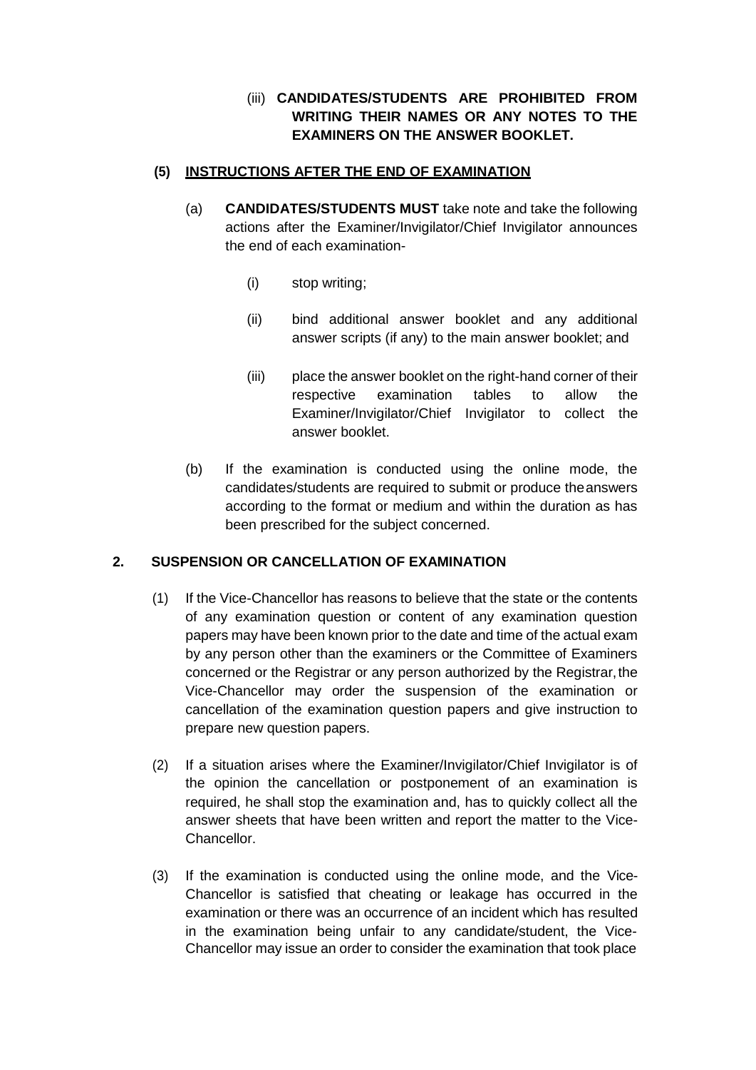(iii) **CANDIDATES/STUDENTS ARE PROHIBITED FROM WRITING THEIR NAMES OR ANY NOTES TO THE EXAMINERS ON THE ANSWER BOOKLET.**

**(5) <u>INSTRUCTIONS AFTER THE END OF EXAMINATION</u>**

(a) **CANDIDATES/STUDENTS MUST** take note and take the following actions after the Examiner/Invigilator/Chief Invigilator announces the end of each examination-

(i) stop writing;

(ii) bind additional answer booklet and any additional answer scripts (if any) to the main answer booklet; and

(iii) place the answer booklet on the right-hand corner of their respective examination tables to allow the Examiner/Invigilator/Chief Invigilator to collect the answer booklet.

(b) If the examination is conducted using the online mode, the candidates/students are required to submit or produce the answers according to the format or medium and within the duration as has been prescribed for the subject concerned.

## 2. SUSPENSION OR CANCELLATION OF EXAMINATION

(1) If the Vice-Chancellor has reasons to believe that the state or the contents of any examination question or content of any examination question papers may have been known prior to the date and time of the actual exam by any person other than the examiners or the Committee of Examiners concerned or the Registrar or any person authorized by the Registrar, the Vice-Chancellor may order the suspension of the examination or cancellation of the examination question papers and give instruction to prepare new question papers.

(2) If a situation arises where the Examiner/Invigilator/Chief Invigilator is of the opinion the cancellation or postponement of an examination is required, he shall stop the examination and, has to quickly collect all the answer sheets that have been written and report the matter to the Vice-Chancellor.

(3) If the examination is conducted using the online mode, and the Vice-Chancellor is satisfied that cheating or leakage has occurred in the examination or there was an occurrence of an incident which has resulted in the examination being unfair to any candidate/student, the Vice-Chancellor may issue an order to consider the examination that took place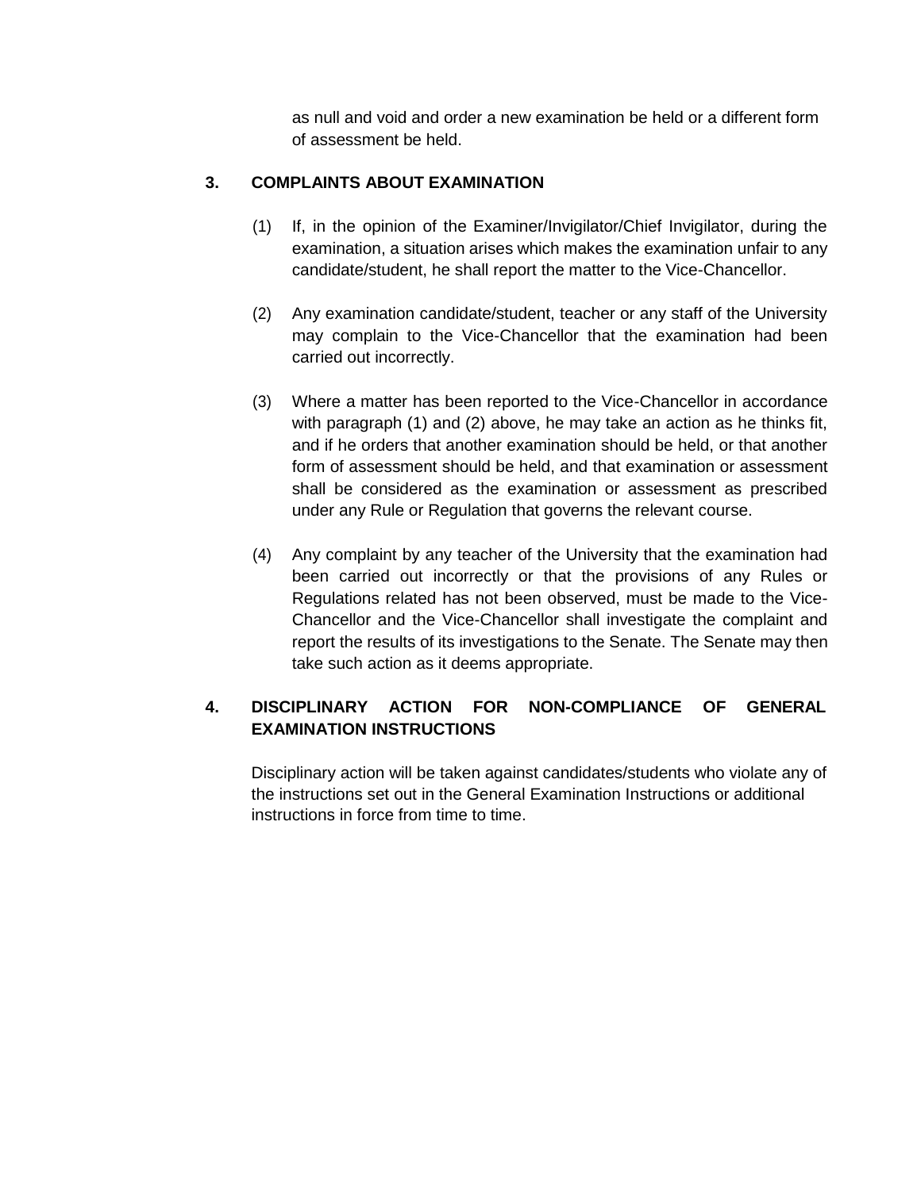as null and void and order a new examination be held or a different form of assessment be held.

## 3. COMPLAINTS ABOUT EXAMINATION

(1) If, in the opinion of the Examiner/Invigilator/Chief Invigilator, during the examination, a situation arises which makes the examination unfair to any candidate/student, he shall report the matter to the Vice-Chancellor.

(2) Any examination candidate/student, teacher or any staff of the University may complain to the Vice-Chancellor that the examination had been carried out incorrectly.

(3) Where a matter has been reported to the Vice-Chancellor in accordance with paragraph (1) and (2) above, he may take an action as he thinks fit, and if he orders that another examination should be held, or that another form of assessment should be held, and that examination or assessment shall be considered as the examination or assessment as prescribed under any Rule or Regulation that governs the relevant course.

(4) Any complaint by any teacher of the University that the examination had been carried out incorrectly or that the provisions of any Rules or Regulations related has not been observed, must be made to the Vice-Chancellor and the Vice-Chancellor shall investigate the complaint and report the results of its investigations to the Senate. The Senate may then take such action as it deems appropriate.

## 4. DISCIPLINARY ACTION FOR NON-COMPLIANCE OF GENERAL EXAMINATION INSTRUCTIONS

Disciplinary action will be taken against candidates/students who violate any of the instructions set out in the General Examination Instructions or additional instructions in force from time to time.